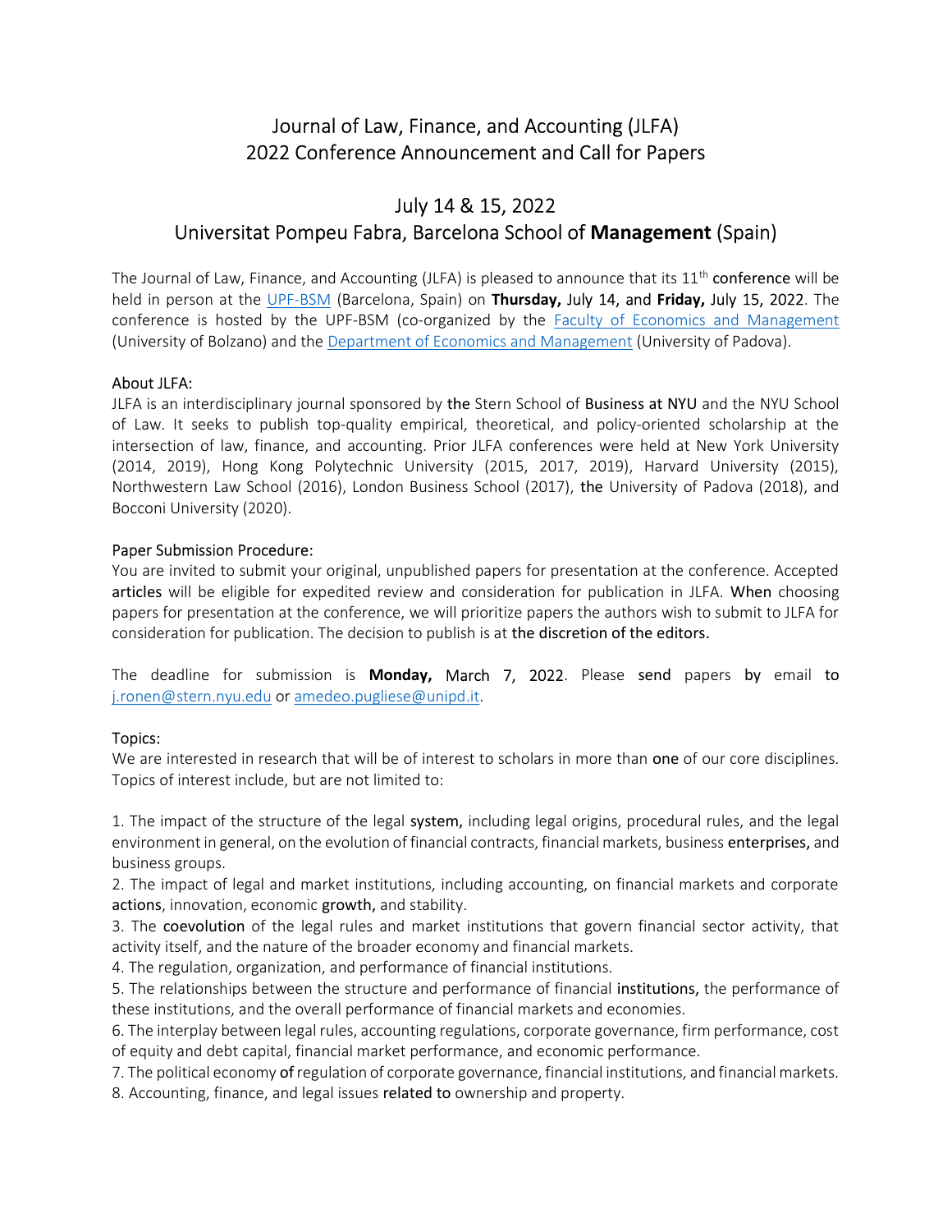# Journal of Law, Finance, and Accounting (JLFA)
# 2022 Conference Announcement and Call for Papers

## July 14 & 15, 2022
## Universitat Pompeu Fabra, Barcelona School of **Management** (Spain)

The Journal of Law, Finance, and Accounting (JLFA) is pleased to announce that its 11th conference will be held in person at the UPF-BSM (Barcelona, Spain) on **Thursday,** July 14, and **Friday,** July 15, 2022. The conference is hosted by the UPF-BSM (co-organized by the Faculty of Economics and Management (University of Bolzano) and the Department of Economics and Management (University of Padova).

### About JLFA:

JLFA is an interdisciplinary journal sponsored by the Stern School of Business at NYU and the NYU School of Law. It seeks to publish top-quality empirical, theoretical, and policy-oriented scholarship at the intersection of law, finance, and accounting. Prior JLFA conferences were held at New York University (2014, 2019), Hong Kong Polytechnic University (2015, 2017, 2019), Harvard University (2015), Northwestern Law School (2016), London Business School (2017), the University of Padova (2018), and Bocconi University (2020).

### Paper Submission Procedure:

You are invited to submit your original, unpublished papers for presentation at the conference. Accepted articles will be eligible for expedited review and consideration for publication in JLFA. When choosing papers for presentation at the conference, we will prioritize papers the authors wish to submit to JLFA for consideration for publication. The decision to publish is at the discretion of the editors.

The deadline for submission is **Monday,** March 7, 2022. Please send papers by email to j.ronen@stern.nyu.edu or amedeo.pugliese@unipd.it.

### Topics:

We are interested in research that will be of interest to scholars in more than one of our core disciplines. Topics of interest include, but are not limited to:

1. The impact of the structure of the legal system, including legal origins, procedural rules, and the legal environment in general, on the evolution of financial contracts, financial markets, business enterprises, and business groups.
2. The impact of legal and market institutions, including accounting, on financial markets and corporate actions, innovation, economic growth, and stability.
3. The coevolution of the legal rules and market institutions that govern financial sector activity, that activity itself, and the nature of the broader economy and financial markets.
4. The regulation, organization, and performance of financial institutions.
5. The relationships between the structure and performance of financial institutions, the performance of these institutions, and the overall performance of financial markets and economies.
6. The interplay between legal rules, accounting regulations, corporate governance, firm performance, cost of equity and debt capital, financial market performance, and economic performance.
7. The political economy of regulation of corporate governance, financial institutions, and financial markets.
8. Accounting, finance, and legal issues related to ownership and property.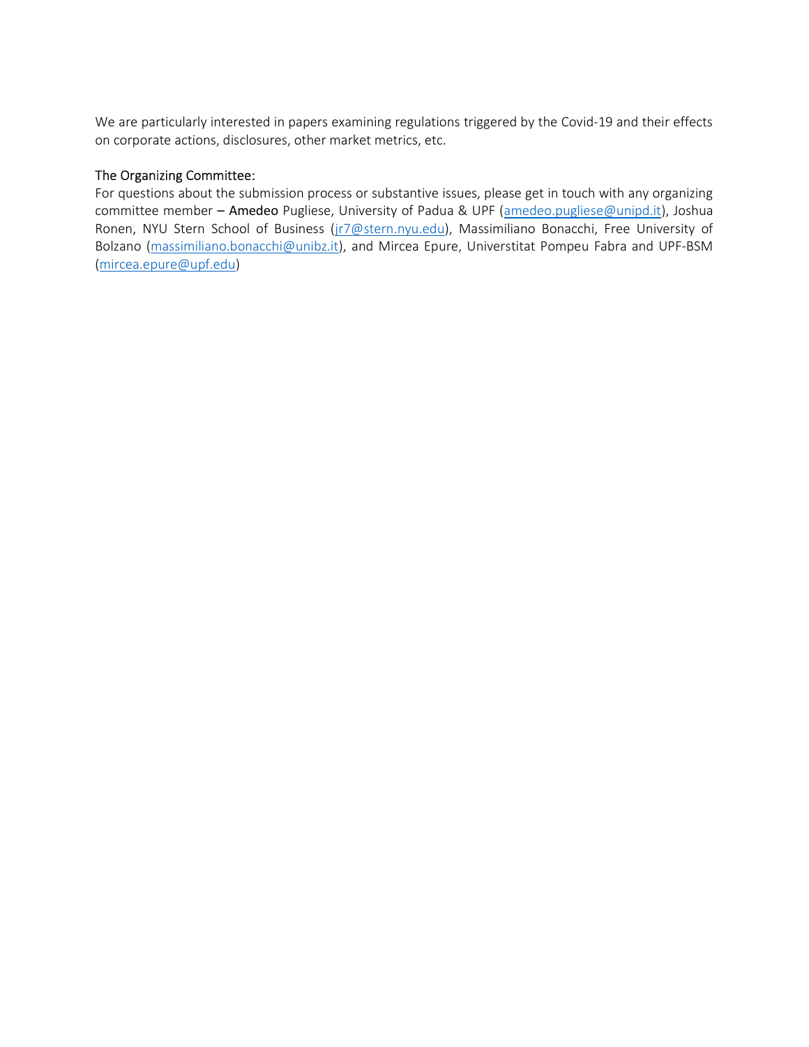We are particularly interested in papers examining regulations triggered by the Covid-19 and their effects on corporate actions, disclosures, other market metrics, etc.

The Organizing Committee:

For questions about the submission process or substantive issues, please get in touch with any organizing committee member – **Amedeo** Pugliese, University of Padua & UPF (amedeo.pugliese@unipd.it), Joshua Ronen, NYU Stern School of Business (jr7@stern.nyu.edu), Massimiliano Bonacchi, Free University of Bolzano (massimiliano.bonacchi@unibz.it), and Mircea Epure, Universtitat Pompeu Fabra and UPF-BSM (mircea.epure@upf.edu)